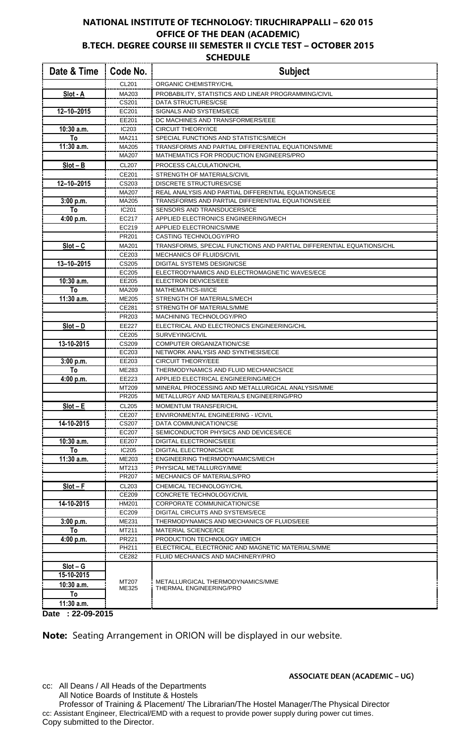# NATIONAL INSTITUTE OF TECHNOLOGY: TIRUCHIRAPPALLI – 620 015

## OFFICE OF THE DEAN (ACADEMIC)

## B.TECH. DEGREE COURSE III SEMESTER II CYCLE TEST – OCTOBER 2015

## SCHEDULE

| Date & Time | Code No. | Subject |
|---|---|---|
| | CL201 | ORGANIC CHEMISTRY/CHL |
| **Slot - A** | MA203 | PROBABILITY, STATISTICS AND LINEAR PROGRAMMING/CIVIL |
| | CS201 | DATA STRUCTURES/CSE |
| **12–10–2015** | EC201 | SIGNALS AND SYSTEMS/ECE |
| | EE201 | DC MACHINES AND TRANSFORMERS/EEE |
| **10:30 a.m.** | IC203 | CIRCUIT THEORY/ICE |
| **To** | MA211 | SPECIAL FUNCTIONS AND STATISTICS/MECH |
| **11:30 a.m.** | MA205 | TRANSFORMS AND PARTIAL DIFFERENTIAL EQUATIONS/MME |
| | MA207 | MATHEMATICS FOR PRODUCTION ENGINEERS/PRO |
| **Slot – B** | CL207 | PROCESS CALCULATION/CHL |
| | CE201 | STRENGTH OF MATERIALS/CIVIL |
| **12–10–2015** | CS203 | DISCRETE STRUCTURES/CSE |
| | MA207 | REAL ANALYSIS AND PARTIAL DIFFERENTIAL EQUATIONS/ECE |
| **3:00 p.m.** | MA205 | TRANSFORMS AND PARTIAL DIFFERENTIAL EQUATIONS/EEE |
| **To** | IC201 | SENSORS AND TRANSDUCERS/ICE |
| **4:00 p.m.** | EC217 | APPLIED ELECTRONICS ENGINEERING/MECH |
| | EC219 | APPLIED ELECTRONICS/MME |
| | PR201 | CASTING TECHNOLOGY/PRO |
| **Slot – C** | MA201 | TRANSFORMS, SPECIAL FUNCTIONS AND PARTIAL DIFFERENTIAL EQUATIONS/CHL |
| | CE203 | MECHANICS OF FLUIDS/CIVIL |
| **13–10–2015** | CS205 | DIGITAL SYSTEMS DESIGN/CSE |
| | EC205 | ELECTRODYNAMICS AND ELECTROMAGNETIC WAVES/ECE |
| **10:30 a.m.** | EE205 | ELECTRON DEVICES/EEE |
| **To** | MA209 | MATHEMATICS-III/ICE |
| **11:30 a.m.** | ME205 | STRENGTH OF MATERIALS/MECH |
| | CE281 | STRENGTH OF MATERIALS/MME |
| | PR203 | MACHINING TECHNOLOGY/PRO |
| **Slot – D** | EE227 | ELECTRICAL AND ELECTRONICS ENGINEERING/CHL |
| | CE205 | SURVEYING/CIVIL |
| **13-10-2015** | CS209 | COMPUTER ORGANIZATION/CSE |
| | EC203 | NETWORK ANALYSIS AND SYNTHESIS/ECE |
| **3:00 p.m.** | EE203 | CIRCUIT THEORY/EEE |
| **To** | ME283 | THERMODYNAMICS AND FLUID MECHANICS/ICE |
| **4:00 p.m.** | EE223 | APPLIED ELECTRICAL ENGINEERING/MECH |
| | MT209 | MINERAL PROCESSING AND METALLURGICAL ANALYSIS/MME |
| | PR205 | METALLURGY AND MATERIALS ENGINEERING/PRO |
| **Slot – E** | CL205 | MOMENTUM TRANSFER/CHL |
| | CE207 | ENVIRONMENTAL ENGINEERING - I/CIVIL |
| **14-10-2015** | CS207 | DATA COMMUNICATION/CSE |
| | EC207 | SEMICONDUCTOR PHYSICS AND DEVICES/ECE |
| **10:30 a.m.** | EE207 | DIGITAL ELECTRONICS/EEE |
| **To** | IC205 | DIGITAL ELECTRONICS/ICE |
| **11:30 a.m.** | ME203 | ENGINEERING THERMODYNAMICS/MECH |
| | MT213 | PHYSICAL METALLURGY/MME |
| | PR207 | MECHANICS OF MATERIALS/PRO |
| **Slot – F** | CL203 | CHEMICAL TECHNOLOGY/CHL |
| | CE209 | CONCRETE TECHNOLOGY/CIVIL |
| **14-10-2015** | HM201 | CORPORATE COMMUNICATION/CSE |
| | EC209 | DIGITAL CIRCUITS AND SYSTEMS/ECE |
| **3:00 p.m.** | ME231 | THERMODYNAMICS AND MECHANICS OF FLUIDS/EEE |
| **To** | MT211 | MATERIAL SCIENCE/ICE |
| **4:00 p.m.** | PR221 | PRODUCTION TECHNOLOGY I/MECH |
| | PH211 | ELECTRICAL, ELECTRONIC AND MAGNETIC MATERIALS/MME |
| | CE282 | FLUID MECHANICS AND MACHINERY/PRO |
| **Slot – G** | | |
| **15-10-2015** | | |
| **10:30 a.m.** | MT207 | METALLURGICAL THERMODYNAMICS/MME |
| **To** | ME325 | THERMAL ENGINEERING/PRO |
| **11:30 a.m.** | | |

**Date : 22-09-2015**

**Note:** Seating Arrangement in ORION will be displayed in our website.

**ASSOCIATE DEAN (ACADEMIC – UG)**

cc: All Deans / All Heads of the Departments
All Notice Boards of Institute & Hostels
Professor of Training & Placement/ The Librarian/The Hostel Manager/The Physical Director
cc: Assistant Engineer, Electrical/EMD with a request to provide power supply during power cut times.
Copy submitted to the Director.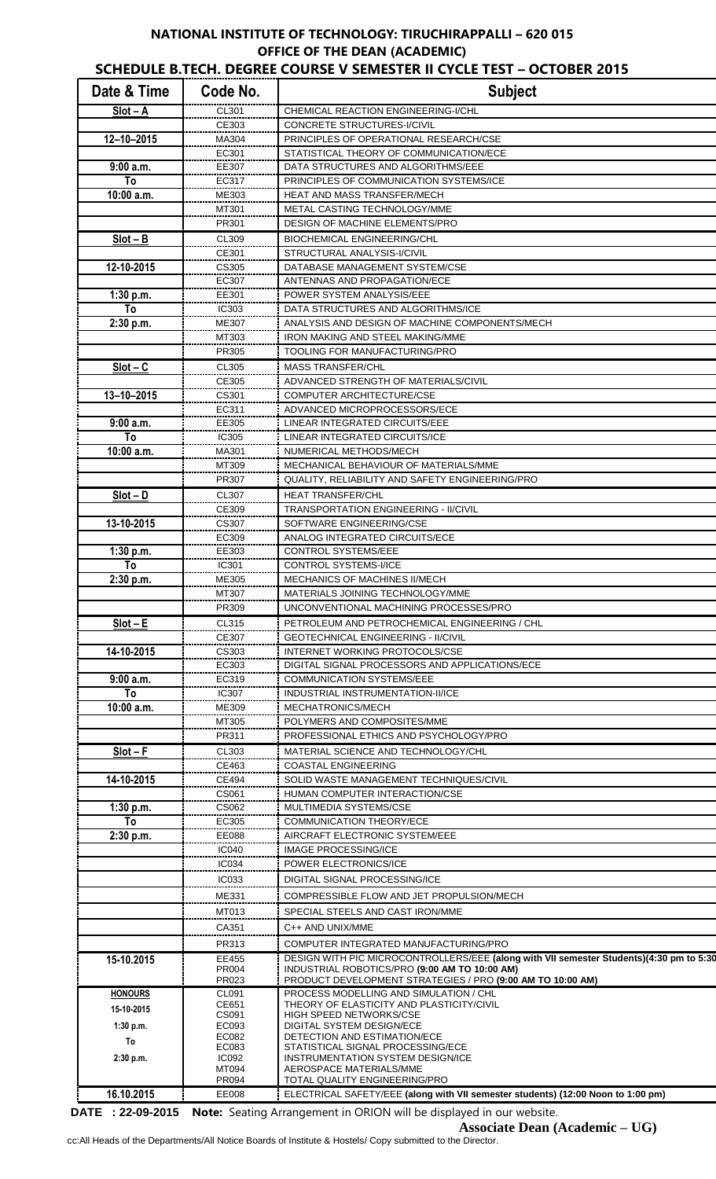# NATIONAL INSTITUTE OF TECHNOLOGY: TIRUCHIRAPPALLI – 620 015
## OFFICE OF THE DEAN (ACADEMIC)
### SCHEDULE B.TECH. DEGREE COURSE V SEMESTER II CYCLE TEST – OCTOBER 2015

| Date & Time | Code No. | Subject |
|---|---|---|
| **Slot – A** | CL301 | CHEMICAL REACTION ENGINEERING-I/CHL |
| | CE303 | CONCRETE STRUCTURES-I/CIVIL |
| **12–10–2015** | MA304 | PRINCIPLES OF OPERATIONAL RESEARCH/CSE |
| | EC301 | STATISTICAL THEORY OF COMMUNICATION/ECE |
| **9:00 a.m.** | EE307 | DATA STRUCTURES AND ALGORITHMS/EEE |
| **To** | EC317 | PRINCIPLES OF COMMUNICATION SYSTEMS/ICE |
| **10:00 a.m.** | ME303 | HEAT AND MASS TRANSFER/MECH |
| | MT301 | METAL CASTING TECHNOLOGY/MME |
| | PR301 | DESIGN OF MACHINE ELEMENTS/PRO |
| **Slot – B** | CL309 | BIOCHEMICAL ENGINEERING/CHL |
| | CE301 | STRUCTURAL ANALYSIS-I/CIVIL |
| **12-10-2015** | CS305 | DATABASE MANAGEMENT SYSTEM/CSE |
| | EC307 | ANTENNAS AND PROPAGATION/ECE |
| **1:30 p.m.** | EE301 | POWER SYSTEM ANALYSIS/EEE |
| **To** | IC303 | DATA STRUCTURES AND ALGORITHMS/ICE |
| **2:30 p.m.** | ME307 | ANALYSIS AND DESIGN OF MACHINE COMPONENTS/MECH |
| | MT303 | IRON MAKING AND STEEL MAKING/MME |
| | PR305 | TOOLING FOR MANUFACTURING/PRO |
| **Slot – C** | CL305 | MASS TRANSFER/CHL |
| | CE305 | ADVANCED STRENGTH OF MATERIALS/CIVIL |
| **13–10–2015** | CS301 | COMPUTER ARCHITECTURE/CSE |
| | EC311 | ADVANCED MICROPROCESSORS/ECE |
| **9:00 a.m.** | EE305 | LINEAR INTEGRATED CIRCUITS/EEE |
| **To** | IC305 | LINEAR INTEGRATED CIRCUITS/ICE |
| **10:00 a.m.** | MA301 | NUMERICAL METHODS/MECH |
| | MT309 | MECHANICAL BEHAVIOUR OF MATERIALS/MME |
| | PR307 | QUALITY, RELIABILITY AND SAFETY ENGINEERING/PRO |
| **Slot – D** | CL307 | HEAT TRANSFER/CHL |
| | CE309 | TRANSPORTATION ENGINEERING - II/CIVIL |
| **13-10-2015** | CS307 | SOFTWARE ENGINEERING/CSE |
| | EC309 | ANALOG INTEGRATED CIRCUITS/ECE |
| **1:30 p.m.** | EE303 | CONTROL SYSTEMS/EEE |
| **To** | IC301 | CONTROL SYSTEMS-I/ICE |
| **2:30 p.m.** | ME305 | MECHANICS OF MACHINES II/MECH |
| | MT307 | MATERIALS JOINING TECHNOLOGY/MME |
| | PR309 | UNCONVENTIONAL MACHINING PROCESSES/PRO |
| **Slot – E** | CL315 | PETROLEUM AND PETROCHEMICAL ENGINEERING / CHL |
| | CE307 | GEOTECHNICAL ENGINEERING - II/CIVIL |
| **14-10-2015** | CS303 | INTERNET WORKING PROTOCOLS/CSE |
| | EC303 | DIGITAL SIGNAL PROCESSORS AND APPLICATIONS/ECE |
| **9:00 a.m.** | EC319 | COMMUNICATION SYSTEMS/EEE |
| **To** | IC307 | INDUSTRIAL INSTRUMENTATION-II/ICE |
| **10:00 a.m.** | ME309 | MECHATRONICS/MECH |
| | MT305 | POLYMERS AND COMPOSITES/MME |
| | PR311 | PROFESSIONAL ETHICS AND PSYCHOLOGY/PRO |
| **Slot – F** | CL303 | MATERIAL SCIENCE AND TECHNOLOGY/CHL |
| | CE463 | COASTAL ENGINEERING |
| **14-10-2015** | CE494 | SOLID WASTE MANAGEMENT TECHNIQUES/CIVIL |
| | CS061 | HUMAN COMPUTER INTERACTION/CSE |
| **1:30 p.m.** | CS062 | MULTIMEDIA SYSTEMS/CSE |
| **To** | EC305 | COMMUNICATION THEORY/ECE |
| **2:30 p.m.** | EE088 | AIRCRAFT ELECTRONIC SYSTEM/EEE |
| | IC040 | IMAGE PROCESSING/ICE |
| | IC034 | POWER ELECTRONICS/ICE |
| | IC033 | DIGITAL SIGNAL PROCESSING/ICE |
| | ME331 | COMPRESSIBLE FLOW AND JET PROPULSION/MECH |
| | MT013 | SPECIAL STEELS AND CAST IRON/MME |
| | CA351 | C++ AND UNIX/MME |
| | PR313 | COMPUTER INTEGRATED MANUFACTURING/PRO |
| **15-10.2015** | EE455<br>PR004<br>PR023 | DESIGN WITH PIC MICROCONTROLLERS/EEE **(along with VII semester Students)(4:30 pm to 5:30**<br>INDUSTRIAL ROBOTICS/PRO **(9:00 AM TO 10:00 AM)**<br>PRODUCT DEVELOPMENT STRATEGIES / PRO **(9:00 AM TO 10:00 AM)** |
| **HONOURS**<br>**15-10-2015**<br>**1:30 p.m.**<br>**To**<br>**2:30 p.m.** | CL091<br>CE651<br>CS091<br>EC093<br>EC082<br>EC083<br>IC092<br>MT094<br>PR094 | PROCESS MODELLING AND SIMULATION / CHL<br>THEORY OF ELASTICITY AND PLASTICITY/CIVIL<br>HIGH SPEED NETWORKS/CSE<br>DIGITAL SYSTEM DESIGN/ECE<br>DETECTION AND ESTIMATION/ECE<br>STATISTICAL SIGNAL PROCESSING/ECE<br>INSTRUMENTATION SYSTEM DESIGN/ICE<br>AEROSPACE MATERIALS/MME<br>TOTAL QUALITY ENGINEERING/PRO |
| **16.10.2015** | EE008 | ELECTRICAL SAFETY/EEE **(along with VII semester students) (12:00 Noon to 1:00 pm)** |

**DATE : 22-09-2015** **Note:** Seating Arrangement in ORION will be displayed in our website.

**Associate Dean (Academic – UG)**

cc:All Heads of the Departments/All Notice Boards of Institute & Hostels/ Copy submitted to the Director.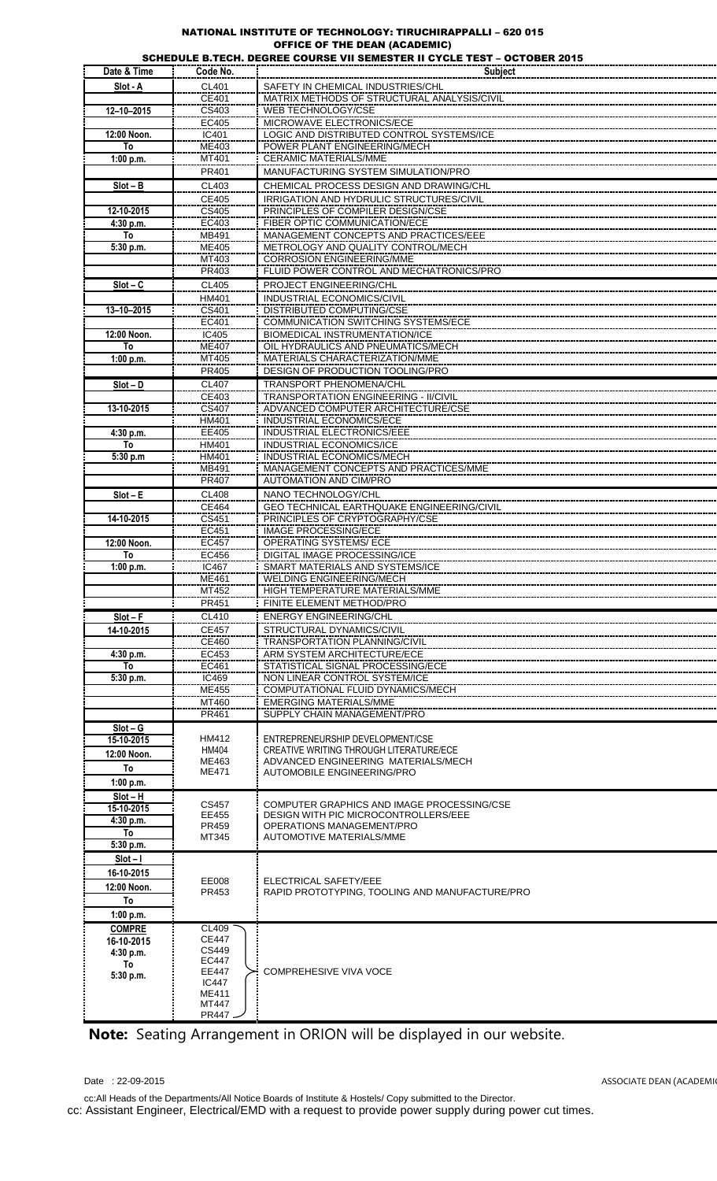# NATIONAL INSTITUTE OF TECHNOLOGY: TIRUCHIRAPPALLI – 620 015

## OFFICE OF THE DEAN (ACADEMIC)

### SCHEDULE B.TECH. DEGREE COURSE VII SEMESTER II CYCLE TEST – OCTOBER 2015

| Date & Time | Code No. | Subject |
|---|---|---|
| Slot - A | CL401 | SAFETY IN CHEMICAL INDUSTRIES/CHL |
| | CE401 | MATRIX METHODS OF STRUCTURAL ANALYSIS/CIVIL |
| 12–10–2015 | CS403 | WEB TECHNOLOGY/CSE |
| | EC405 | MICROWAVE ELECTRONICS/ECE |
| 12:00 Noon. | IC401 | LOGIC AND DISTRIBUTED CONTROL SYSTEMS/ICE |
| To | ME403 | POWER PLANT ENGINEERING/MECH |
| 1:00 p.m. | MT401 | CERAMIC MATERIALS/MME |
| | PR401 | MANUFACTURING SYSTEM SIMULATION/PRO |
| Slot – B | CL403 | CHEMICAL PROCESS DESIGN AND DRAWING/CHL |
| | CE405 | IRRIGATION AND HYDRULIC STRUCTURES/CIVIL |
| 12-10-2015 | CS405 | PRINCIPLES OF COMPILER DESIGN/CSE |
| 4:30 p.m. | EC403 | FIBER OPTIC COMMUNICATION/ECE |
| To | MB491 | MANAGEMENT CONCEPTS AND PRACTICES/EEE |
| 5:30 p.m. | ME405 | METROLOGY AND QUALITY CONTROL/MECH |
| | MT403 | CORROSION ENGINEERING/MME |
| | PR403 | FLUID POWER CONTROL AND MECHATRONICS/PRO |
| Slot – C | CL405 | PROJECT ENGINEERING/CHL |
| | HM401 | INDUSTRIAL ECONOMICS/CIVIL |
| 13–10–2015 | CS401 | DISTRIBUTED COMPUTING/CSE |
| | EC401 | COMMUNICATION SWITCHING SYSTEMS/ECE |
| 12:00 Noon. | IC405 | BIOMEDICAL INSTRUMENTATION/ICE |
| To | ME407 | OIL HYDRAULICS AND PNEUMATICS/MECH |
| 1:00 p.m. | MT405 | MATERIALS CHARACTERIZATION/MME |
| | PR405 | DESIGN OF PRODUCTION TOOLING/PRO |
| Slot – D | CL407 | TRANSPORT PHENOMENA/CHL |
| | CE403 | TRANSPORTATION ENGINEERING - II/CIVIL |
| 13-10-2015 | CS407 | ADVANCED COMPUTER ARCHITECTURE/CSE |
| | HM401 | INDUSTRIAL ECONOMICS/ECE |
| 4:30 p.m. | EE405 | INDUSTRIAL ELECTRONICS/EEE |
| To | HM401 | INDUSTRIAL ECONOMICS/ICE |
| 5:30 p.m | HM401 | INDUSTRIAL ECONOMICS/MECH |
| | MB491 | MANAGEMENT CONCEPTS AND PRACTICES/MME |
| | PR407 | AUTOMATION AND CIM/PRO |
| Slot – E | CL408 | NANO TECHNOLOGY/CHL |
| | CE464 | GEO TECHNICAL EARTHQUAKE ENGINEERING/CIVIL |
| 14-10-2015 | CS451 | PRINCIPLES OF CRYPTOGRAPHY/CSE |
| | EC451 | IMAGE PROCESSING/ECE |
| 12:00 Noon. | EC457 | OPERATING SYSTEMS/ ECE |
| To | EC456 | DIGITAL IMAGE PROCESSING/ICE |
| 1:00 p.m. | IC467 | SMART MATERIALS AND SYSTEMS/ICE |
| | ME461 | WELDING ENGINEERING/MECH |
| | MT452 | HIGH TEMPERATURE MATERIALS/MME |
| | PR451 | FINITE ELEMENT METHOD/PRO |
| Slot – F | CL410 | ENERGY ENGINEERING/CHL |
| 14-10-2015 | CE457 | STRUCTURAL DYNAMICS/CIVIL |
| | CE460 | TRANSPORTATION PLANNING/CIVIL |
| 4:30 p.m. | EC453 | ARM SYSTEM ARCHITECTURE/ECE |
| To | EC461 | STATISTICAL SIGNAL PROCESSING/ECE |
| 5:30 p.m. | IC469 | NON LINEAR CONTROL SYSTEM/ICE |
| | ME455 | COMPUTATIONAL FLUID DYNAMICS/MECH |
| | MT460 | EMERGING MATERIALS/MME |
| | PR461 | SUPPLY CHAIN MANAGEMENT/PRO |
| Slot – G 15-10-2015 12:00 Noon. To 1:00 p.m. | HM412 | ENTREPRENEURSHIP DEVELOPMENT/CSE |
| | HM404 | CREATIVE WRITING THROUGH LITERATURE/ECE |
| | ME463 | ADVANCED ENGINEERING MATERIALS/MECH |
| | ME471 | AUTOMOBILE ENGINEERING/PRO |
| Slot – H 15-10-2015 4:30 p.m. To 5:30 p.m. | CS457 | COMPUTER GRAPHICS AND IMAGE PROCESSING/CSE |
| | EE455 | DESIGN WITH PIC MICROCONTROLLERS/EEE |
| | PR459 | OPERATIONS MANAGEMENT/PRO |
| | MT345 | AUTOMOTIVE MATERIALS/MME |
| Slot – I 16-10-2015 12:00 Noon. To 1:00 p.m. | EE008 | ELECTRICAL SAFETY/EEE |
| | PR453 | RAPID PROTOTYPING, TOOLING AND MANUFACTURE/PRO |
| COMPRE 16-10-2015 4:30 p.m. To 5:30 p.m. | CL409, CE447, CS449, EC447, EE447, IC447, ME411, MT447, PR447 | COMPREHESIVE VIVA VOCE |

**Note:** Seating Arrangement in ORION will be displayed in our website.

Date : 22-09-2015

ASSOCIATE DEAN (ACADEMIC)

cc:All Heads of the Departments/All Notice Boards of Institute & Hostels/ Copy submitted to the Director.

cc: Assistant Engineer, Electrical/EMD with a request to provide power supply during power cut times.